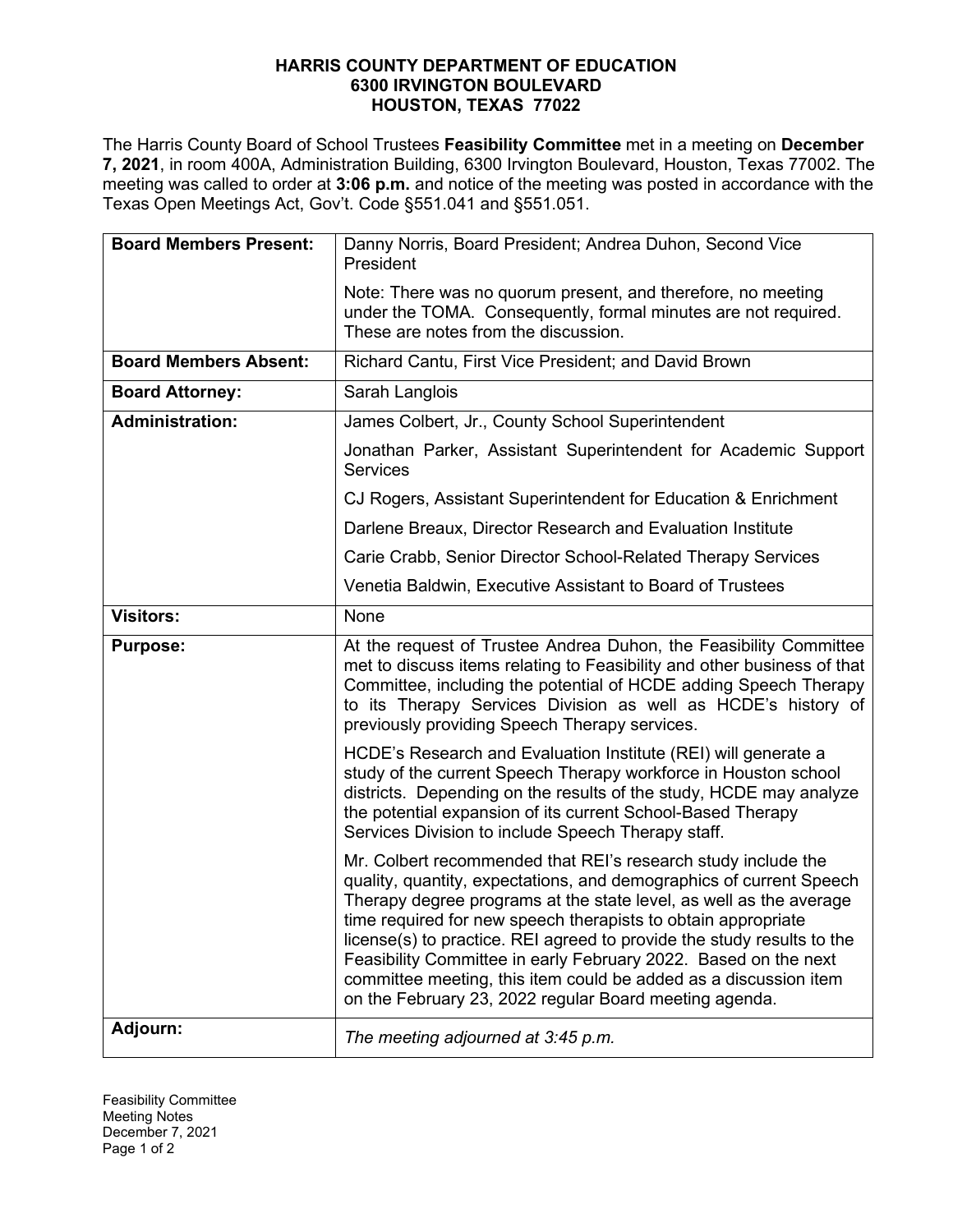**HARRIS COUNTY DEPARTMENT OF EDUCATION**
**6300 IRVINGTON BOULEVARD**
**HOUSTON, TEXAS 77022**

The Harris County Board of School Trustees **Feasibility Committee** met in a meeting on **December 7, 2021**, in room 400A, Administration Building, 6300 Irvington Boulevard, Houston, Texas 77002. The meeting was called to order at **3:06 p.m.** and notice of the meeting was posted in accordance with the Texas Open Meetings Act, Gov't. Code §551.041 and §551.051.

| | |
|---|---|
| **Board Members Present:** | Danny Norris, Board President; Andrea Duhon, Second Vice President<br><br>Note: There was no quorum present, and therefore, no meeting under the TOMA. Consequently, formal minutes are not required. These are notes from the discussion. |
| **Board Members Absent:** | Richard Cantu, First Vice President; and David Brown |
| **Board Attorney:** | Sarah Langlois |
| **Administration:** | James Colbert, Jr., County School Superintendent<br><br>Jonathan Parker, Assistant Superintendent for Academic Support Services<br><br>CJ Rogers, Assistant Superintendent for Education & Enrichment<br><br>Darlene Breaux, Director Research and Evaluation Institute<br><br>Carie Crabb, Senior Director School-Related Therapy Services<br><br>Venetia Baldwin, Executive Assistant to Board of Trustees |
| **Visitors:** | None |
| **Purpose:** | At the request of Trustee Andrea Duhon, the Feasibility Committee met to discuss items relating to Feasibility and other business of that Committee, including the potential of HCDE adding Speech Therapy to its Therapy Services Division as well as HCDE's history of previously providing Speech Therapy services.<br><br>HCDE's Research and Evaluation Institute (REI) will generate a study of the current Speech Therapy workforce in Houston school districts. Depending on the results of the study, HCDE may analyze the potential expansion of its current School-Based Therapy Services Division to include Speech Therapy staff.<br><br>Mr. Colbert recommended that REI's research study include the quality, quantity, expectations, and demographics of current Speech Therapy degree programs at the state level, as well as the average time required for new speech therapists to obtain appropriate license(s) to practice. REI agreed to provide the study results to the Feasibility Committee in early February 2022. Based on the next committee meeting, this item could be added as a discussion item on the February 23, 2022 regular Board meeting agenda. |
| **Adjourn:** | *The meeting adjourned at 3:45 p.m.* |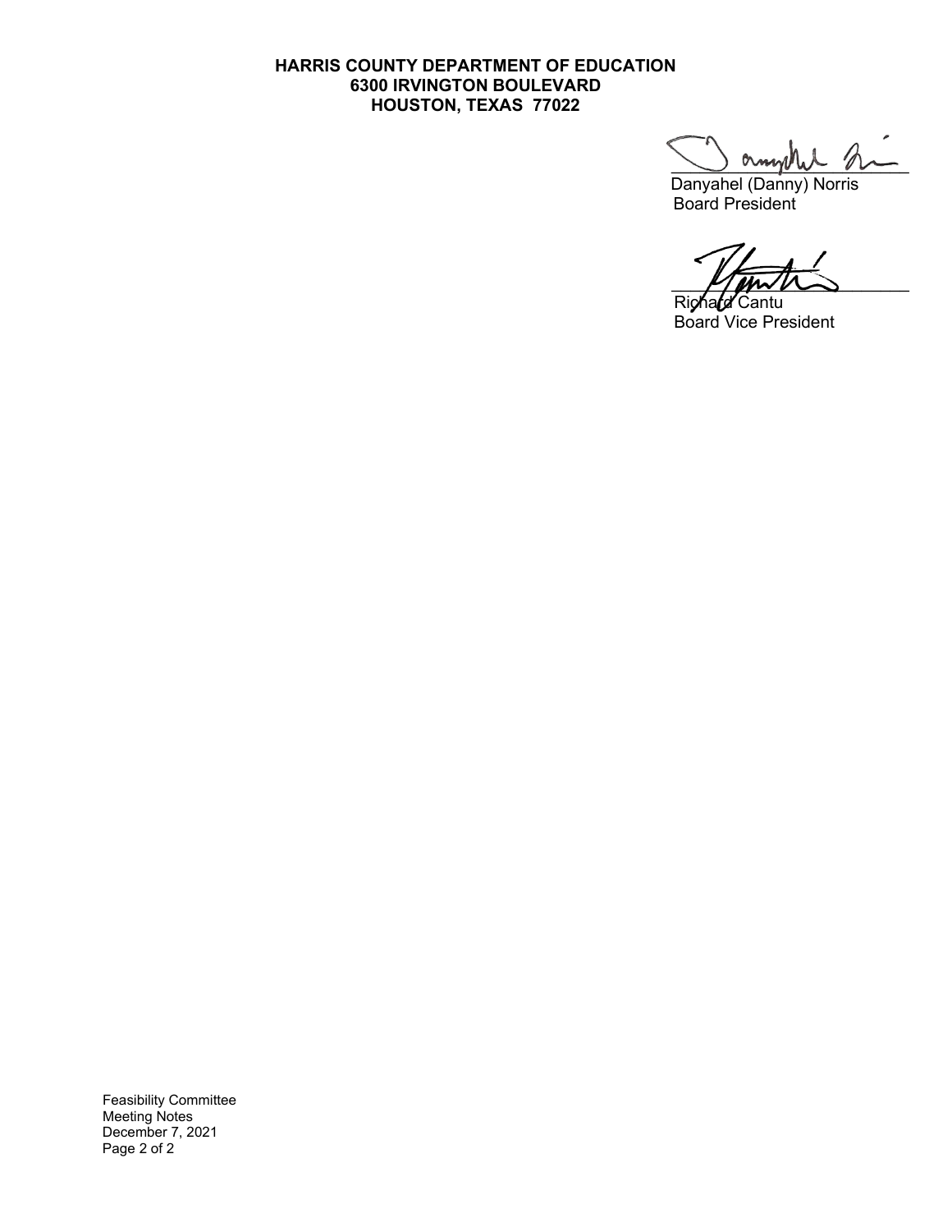**HARRIS COUNTY DEPARTMENT OF EDUCATION**
**6300 IRVINGTON BOULEVARD**
**HOUSTON, TEXAS 77022**

Danyahel (Danny) Norris
Board President

Richard Cantu
Board Vice President

Feasibility Committee
Meeting Notes
December 7, 2021